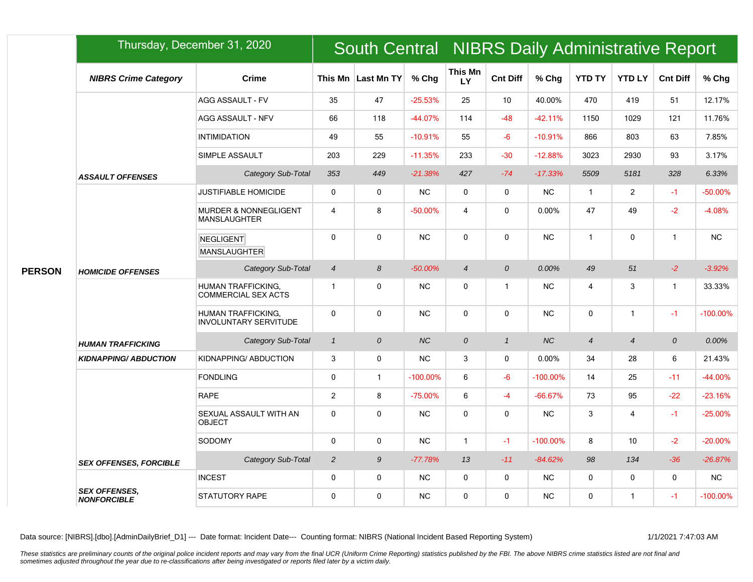Thursday, December 31, 2020

# South Central NIBRS Daily Administrative Report

| | NIBRS Crime Category | Crime | This Mn | Last Mn TY | % Chg | This Mn LY | Cnt Diff | % Chg | YTD TY | YTD LY | Cnt Diff | % Chg |
|---|---|---|---|---|---|---|---|---|---|---|---|---|
| PERSON | ASSAULT OFFENSES | AGG ASSAULT - FV | 35 | 47 | -25.53% | 25 | 10 | 40.00% | 470 | 419 | 51 | 12.17% |
| | | AGG ASSAULT - NFV | 66 | 118 | -44.07% | 114 | -48 | -42.11% | 1150 | 1029 | 121 | 11.76% |
| | | INTIMIDATION | 49 | 55 | -10.91% | 55 | -6 | -10.91% | 866 | 803 | 63 | 7.85% |
| | | SIMPLE ASSAULT | 203 | 229 | -11.35% | 233 | -30 | -12.88% | 3023 | 2930 | 93 | 3.17% |
| | | *Category Sub-Total* | *353* | *449* | *-21.38%* | *427* | *-74* | *-17.33%* | *5509* | *5181* | *328* | *6.33%* |
| | HOMICIDE OFFENSES | JUSTIFIABLE HOMICIDE | 0 | 0 | NC | 0 | 0 | NC | 1 | 2 | -1 | -50.00% |
| | | MURDER & NONNEGLIGENT MANSLAUGHTER | 4 | 8 | -50.00% | 4 | 0 | 0.00% | 47 | 49 | -2 | -4.08% |
| | | NEGLIGENT MANSLAUGHTER | 0 | 0 | NC | 0 | 0 | NC | 1 | 0 | 1 | NC |
| | | *Category Sub-Total* | *4* | *8* | *-50.00%* | *4* | *0* | *0.00%* | *49* | *51* | *-2* | *-3.92%* |
| | HUMAN TRAFFICKING | HUMAN TRAFFICKING, COMMERCIAL SEX ACTS | 1 | 0 | NC | 0 | 1 | NC | 4 | 3 | 1 | 33.33% |
| | | HUMAN TRAFFICKING, INVOLUNTARY SERVITUDE | 0 | 0 | NC | 0 | 0 | NC | 0 | 1 | -1 | -100.00% |
| | | *Category Sub-Total* | *1* | *0* | *NC* | *0* | *1* | *NC* | *4* | *4* | *0* | *0.00%* |
| | KIDNAPPING/ ABDUCTION | KIDNAPPING/ ABDUCTION | 3 | 0 | NC | 3 | 0 | 0.00% | 34 | 28 | 6 | 21.43% |
| | SEX OFFENSES, FORCIBLE | FONDLING | 0 | 1 | -100.00% | 6 | -6 | -100.00% | 14 | 25 | -11 | -44.00% |
| | | RAPE | 2 | 8 | -75.00% | 6 | -4 | -66.67% | 73 | 95 | -22 | -23.16% |
| | | SEXUAL ASSAULT WITH AN OBJECT | 0 | 0 | NC | 0 | 0 | NC | 3 | 4 | -1 | -25.00% |
| | | SODOMY | 0 | 0 | NC | 1 | -1 | -100.00% | 8 | 10 | -2 | -20.00% |
| | | *Category Sub-Total* | *2* | *9* | *-77.78%* | *13* | *-11* | *-84.62%* | *98* | *134* | *-36* | *-26.87%* |
| | SEX OFFENSES, NONFORCIBLE | INCEST | 0 | 0 | NC | 0 | 0 | NC | 0 | 0 | 0 | NC |
| | | STATUTORY RAPE | 0 | 0 | NC | 0 | 0 | NC | 0 | 1 | -1 | -100.00% |

Data source: [NIBRS].[dbo].[AdminDailyBrief_D1] --- Date format: Incident Date--- Counting format: NIBRS (National Incident Based Reporting System)

1/1/2021 7:47:03 AM

*These statistics are preliminary counts of the original police incident reports and may vary from the final UCR (Uniform Crime Reporting) statistics published by the FBI. The above NIBRS crime statistics listed are not final and sometimes adjusted throughout the year due to re-classifications after being investigated or reports filed later by a victim daily.*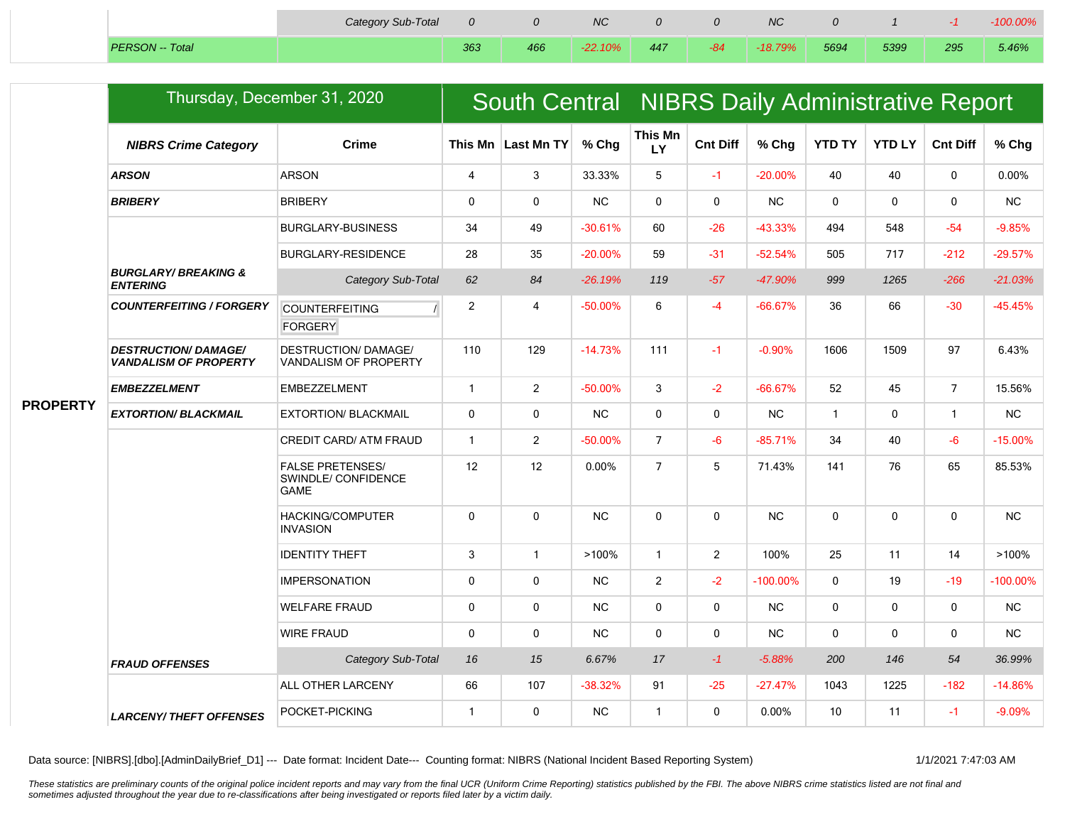| | | Category Sub-Total | 0 | 0 | NC | 0 | 0 | NC | 0 | 1 | -1 | -100.00% |
|---|---|---|---|---|---|---|---|---|---|---|---|---|
| | PERSON -- Total | | 363 | 466 | -22.10% | 447 | -84 | -18.79% | 5694 | 5399 | 295 | 5.46% |

## Thursday, December 31, 2020 — South Central NIBRS Daily Administrative Report

| | NIBRS Crime Category | Crime | This Mn | Last Mn TY | % Chg | This Mn LY | Cnt Diff | % Chg | YTD TY | YTD LY | Cnt Diff | % Chg |
|---|---|---|---|---|---|---|---|---|---|---|---|---|
| PROPERTY | *ARSON* | ARSON | 4 | 3 | 33.33% | 5 | -1 | -20.00% | 40 | 40 | 0 | 0.00% |
| | *BRIBERY* | BRIBERY | 0 | 0 | NC | 0 | 0 | NC | 0 | 0 | 0 | NC |
| | | BURGLARY-BUSINESS | 34 | 49 | -30.61% | 60 | -26 | -43.33% | 494 | 548 | -54 | -9.85% |
| | | BURGLARY-RESIDENCE | 28 | 35 | -20.00% | 59 | -31 | -52.54% | 505 | 717 | -212 | -29.57% |
| | *BURGLARY/ BREAKING & ENTERING* | *Category Sub-Total* | *62* | *84* | *-26.19%* | *119* | *-57* | *-47.90%* | *999* | *1265* | *-266* | *-21.03%* |
| | *COUNTERFEITING / FORGERY* | COUNTERFEITING / FORGERY | 2 | 4 | -50.00% | 6 | -4 | -66.67% | 36 | 66 | -30 | -45.45% |
| | *DESTRUCTION/ DAMAGE/ VANDALISM OF PROPERTY* | DESTRUCTION/ DAMAGE/ VANDALISM OF PROPERTY | 110 | 129 | -14.73% | 111 | -1 | -0.90% | 1606 | 1509 | 97 | 6.43% |
| | *EMBEZZELMENT* | EMBEZZELMENT | 1 | 2 | -50.00% | 3 | -2 | -66.67% | 52 | 45 | 7 | 15.56% |
| | *EXTORTION/ BLACKMAIL* | EXTORTION/ BLACKMAIL | 0 | 0 | NC | 0 | 0 | NC | 1 | 0 | 1 | NC |
| | | CREDIT CARD/ ATM FRAUD | 1 | 2 | -50.00% | 7 | -6 | -85.71% | 34 | 40 | -6 | -15.00% |
| | | FALSE PRETENSES/ SWINDLE/ CONFIDENCE GAME | 12 | 12 | 0.00% | 7 | 5 | 71.43% | 141 | 76 | 65 | 85.53% |
| | | HACKING/COMPUTER INVASION | 0 | 0 | NC | 0 | 0 | NC | 0 | 0 | 0 | NC |
| | | IDENTITY THEFT | 3 | 1 | >100% | 1 | 2 | 100% | 25 | 11 | 14 | >100% |
| | | IMPERSONATION | 0 | 0 | NC | 2 | -2 | -100.00% | 0 | 19 | -19 | -100.00% |
| | | WELFARE FRAUD | 0 | 0 | NC | 0 | 0 | NC | 0 | 0 | 0 | NC |
| | | WIRE FRAUD | 0 | 0 | NC | 0 | 0 | NC | 0 | 0 | 0 | NC |
| | *FRAUD OFFENSES* | *Category Sub-Total* | *16* | *15* | *6.67%* | *17* | *-1* | *-5.88%* | *200* | *146* | *54* | *36.99%* |
| | | ALL OTHER LARCENY | 66 | 107 | -38.32% | 91 | -25 | -27.47% | 1043 | 1225 | -182 | -14.86% |
| | *LARCENY/ THEFT OFFENSES* | POCKET-PICKING | 1 | 0 | NC | 1 | 0 | 0.00% | 10 | 11 | -1 | -9.09% |

Data source: [NIBRS].[dbo].[AdminDailyBrief_D1] --- Date format: Incident Date--- Counting format: NIBRS (National Incident Based Reporting System) 1/1/2021 7:47:03 AM

*These statistics are preliminary counts of the original police incident reports and may vary from the final UCR (Uniform Crime Reporting) statistics published by the FBI. The above NIBRS crime statistics listed are not final and sometimes adjusted throughout the year due to re-classifications after being investigated or reports filed later by a victim daily.*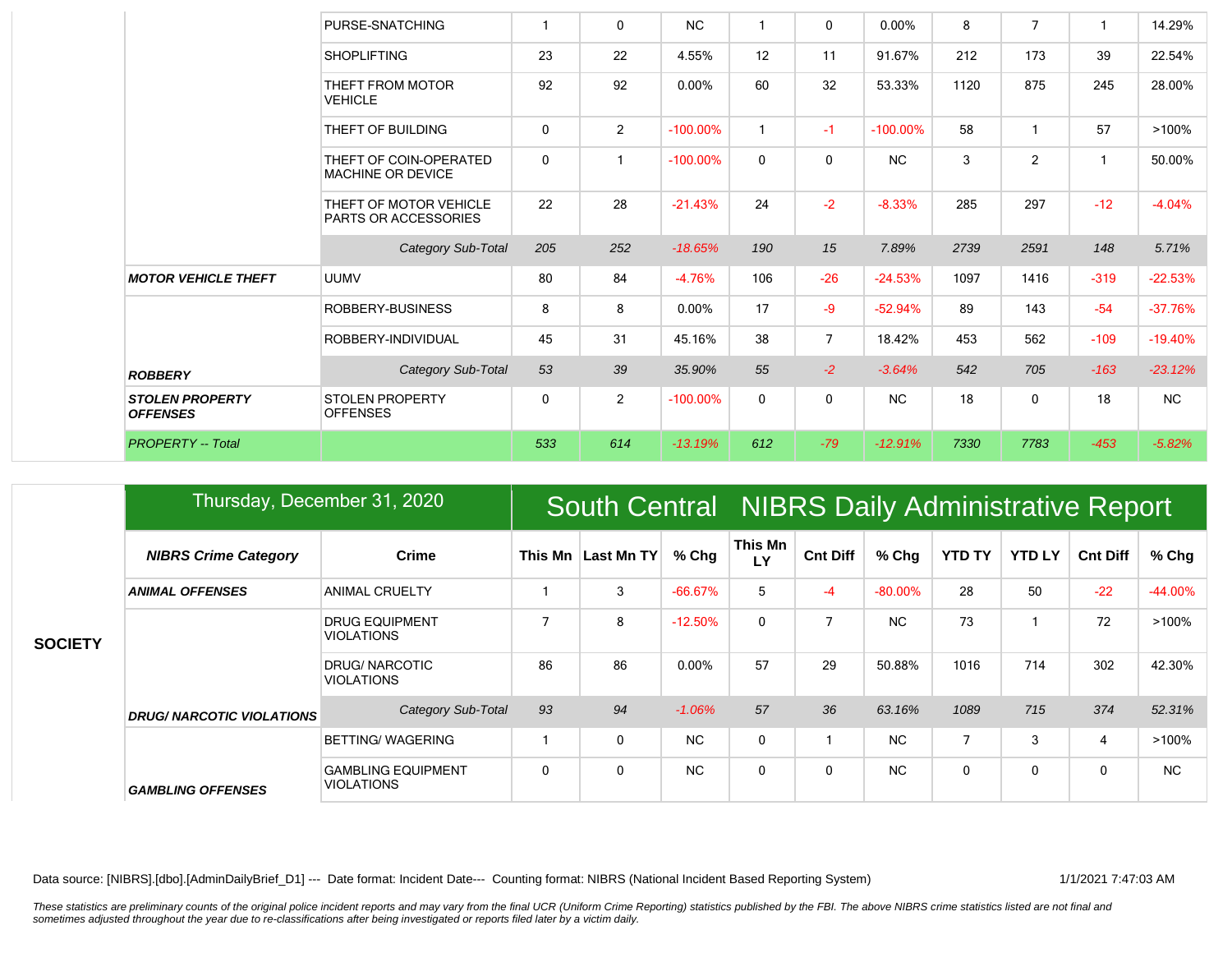| | | | | | | | | | | | |
|---|---|---|---|---|---|---|---|---|---|---|---|
| | | PURSE-SNATCHING | 1 | 0 | NC | 1 | 0 | 0.00% | 8 | 7 | 1 | 14.29% |
| | | SHOPLIFTING | 23 | 22 | 4.55% | 12 | 11 | 91.67% | 212 | 173 | 39 | 22.54% |
| | | THEFT FROM MOTOR VEHICLE | 92 | 92 | 0.00% | 60 | 32 | 53.33% | 1120 | 875 | 245 | 28.00% |
| | | THEFT OF BUILDING | 0 | 2 | -100.00% | 1 | -1 | -100.00% | 58 | 1 | 57 | >100% |
| | | THEFT OF COIN-OPERATED MACHINE OR DEVICE | 0 | 1 | -100.00% | 0 | 0 | NC | 3 | 2 | 1 | 50.00% |
| | | THEFT OF MOTOR VEHICLE PARTS OR ACCESSORIES | 22 | 28 | -21.43% | 24 | -2 | -8.33% | 285 | 297 | -12 | -4.04% |
| | | *Category Sub-Total* | *205* | *252* | *-18.65%* | *190* | *15* | *7.89%* | *2739* | *2591* | *148* | *5.71%* |
| | ***MOTOR VEHICLE THEFT*** | UUMV | 80 | 84 | -4.76% | 106 | -26 | -24.53% | 1097 | 1416 | -319 | -22.53% |
| | | ROBBERY-BUSINESS | 8 | 8 | 0.00% | 17 | -9 | -52.94% | 89 | 143 | -54 | -37.76% |
| | | ROBBERY-INDIVIDUAL | 45 | 31 | 45.16% | 38 | 7 | 18.42% | 453 | 562 | -109 | -19.40% |
| | ***ROBBERY*** | *Category Sub-Total* | *53* | *39* | *35.90%* | *55* | *-2* | *-3.64%* | *542* | *705* | *-163* | *-23.12%* |
| | ***STOLEN PROPERTY OFFENSES*** | STOLEN PROPERTY OFFENSES | 0 | 2 | -100.00% | 0 | 0 | NC | 18 | 0 | 18 | NC |
| | *PROPERTY -- Total* | | *533* | *614* | *-13.19%* | *612* | *-79* | *-12.91%* | *7330* | *7783* | *-453* | *-5.82%* |

## Thursday, December 31, 2020 — South Central NIBRS Daily Administrative Report

| | NIBRS Crime Category | Crime | This Mn | Last Mn TY | % Chg | This Mn LY | Cnt Diff | % Chg | YTD TY | YTD LY | Cnt Diff | % Chg |
|---|---|---|---|---|---|---|---|---|---|---|---|---|
| **SOCIETY** | ***ANIMAL OFFENSES*** | ANIMAL CRUELTY | 1 | 3 | -66.67% | 5 | -4 | -80.00% | 28 | 50 | -22 | -44.00% |
| | | DRUG EQUIPMENT VIOLATIONS | 7 | 8 | -12.50% | 0 | 7 | NC | 73 | 1 | 72 | >100% |
| | | DRUG/ NARCOTIC VIOLATIONS | 86 | 86 | 0.00% | 57 | 29 | 50.88% | 1016 | 714 | 302 | 42.30% |
| | ***DRUG/ NARCOTIC VIOLATIONS*** | *Category Sub-Total* | *93* | *94* | *-1.06%* | *57* | *36* | *63.16%* | *1089* | *715* | *374* | *52.31%* |
| | | BETTING/ WAGERING | 1 | 0 | NC | 0 | 1 | NC | 7 | 3 | 4 | >100% |
| | ***GAMBLING OFFENSES*** | GAMBLING EQUIPMENT VIOLATIONS | 0 | 0 | NC | 0 | 0 | NC | 0 | 0 | 0 | NC |

Data source: [NIBRS].[dbo].[AdminDailyBrief_D1] --- Date format: Incident Date--- Counting format: NIBRS (National Incident Based Reporting System) 1/1/2021 7:47:03 AM

*These statistics are preliminary counts of the original police incident reports and may vary from the final UCR (Uniform Crime Reporting) statistics published by the FBI. The above NIBRS crime statistics listed are not final and sometimes adjusted throughout the year due to re-classifications after being investigated or reports filed later by a victim daily.*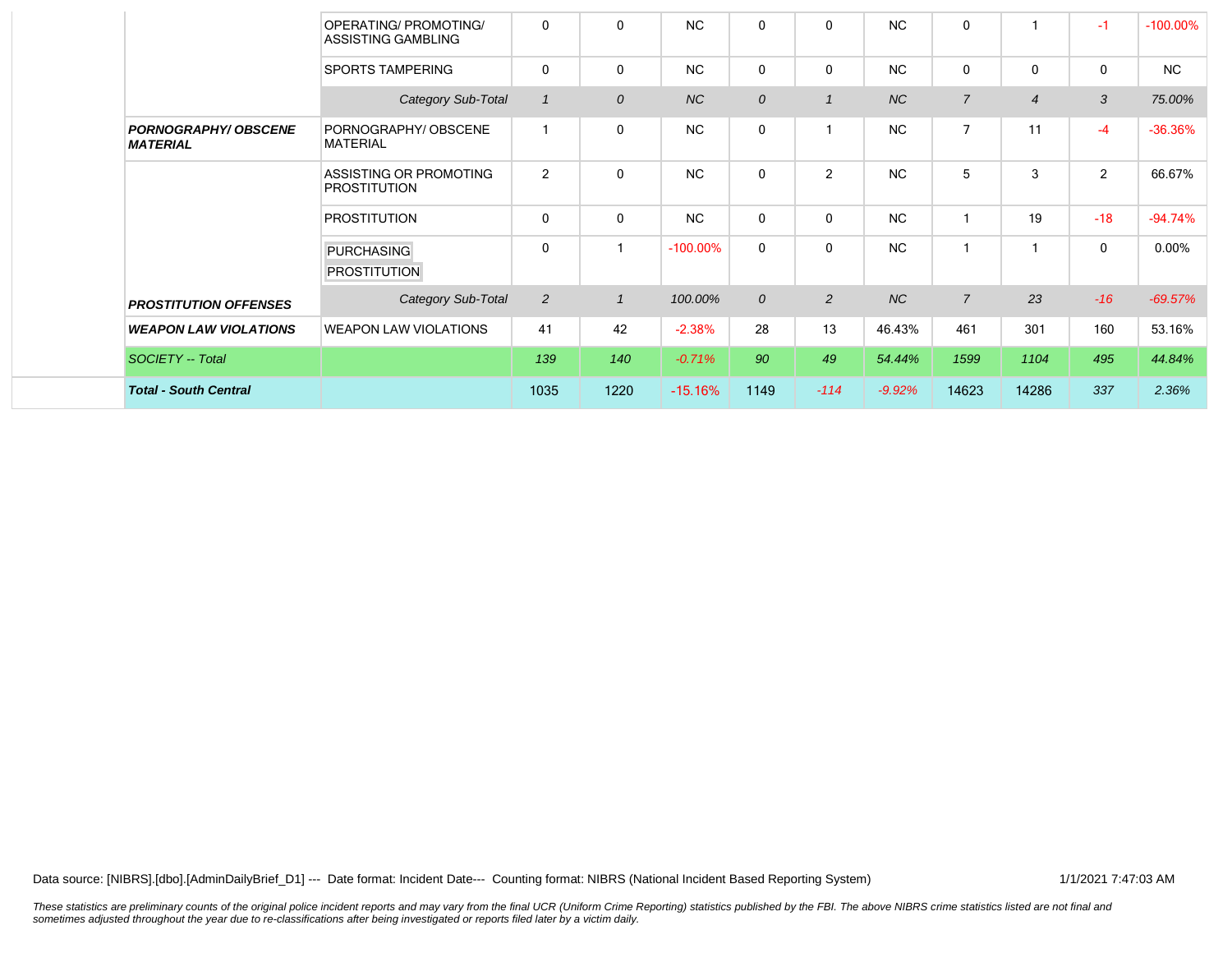| | | | | | | | | | | | |
|---|---|---|---|---|---|---|---|---|---|---|---|
| | | OPERATING/ PROMOTING/ ASSISTING GAMBLING | 0 | 0 | NC | 0 | 0 | NC | 0 | 1 | -1 | -100.00% |
| | | SPORTS TAMPERING | 0 | 0 | NC | 0 | 0 | NC | 0 | 0 | 0 | NC |
| | | *Category Sub-Total* | *1* | *0* | *NC* | *0* | *1* | *NC* | *7* | *4* | *3* | *75.00%* |
| | ***PORNOGRAPHY/ OBSCENE MATERIAL*** | PORNOGRAPHY/ OBSCENE MATERIAL | 1 | 0 | NC | 0 | 1 | NC | 7 | 11 | -4 | -36.36% |
| | | ASSISTING OR PROMOTING PROSTITUTION | 2 | 0 | NC | 0 | 2 | NC | 5 | 3 | 2 | 66.67% |
| | | PROSTITUTION | 0 | 0 | NC | 0 | 0 | NC | 1 | 19 | -18 | -94.74% |
| | | PURCHASING PROSTITUTION | 0 | 1 | -100.00% | 0 | 0 | NC | 1 | 1 | 0 | 0.00% |
| | ***PROSTITUTION OFFENSES*** | *Category Sub-Total* | *2* | *1* | *100.00%* | *0* | *2* | *NC* | *7* | *23* | *-16* | *-69.57%* |
| | ***WEAPON LAW VIOLATIONS*** | WEAPON LAW VIOLATIONS | 41 | 42 | -2.38% | 28 | 13 | 46.43% | 461 | 301 | 160 | 53.16% |
| | *SOCIETY -- Total* | | *139* | *140* | *-0.71%* | *90* | *49* | *54.44%* | *1599* | *1104* | *495* | *44.84%* |
| | ***Total - South Central*** | | 1035 | 1220 | -15.16% | 1149 | *-114* | *-9.92%* | 14623 | 14286 | *337* | *2.36%* |

Data source: [NIBRS].[dbo].[AdminDailyBrief_D1] --- Date format: Incident Date--- Counting format: NIBRS (National Incident Based Reporting System) 1/1/2021 7:47:03 AM

*These statistics are preliminary counts of the original police incident reports and may vary from the final UCR (Uniform Crime Reporting) statistics published by the FBI. The above NIBRS crime statistics listed are not final and sometimes adjusted throughout the year due to re-classifications after being investigated or reports filed later by a victim daily.*